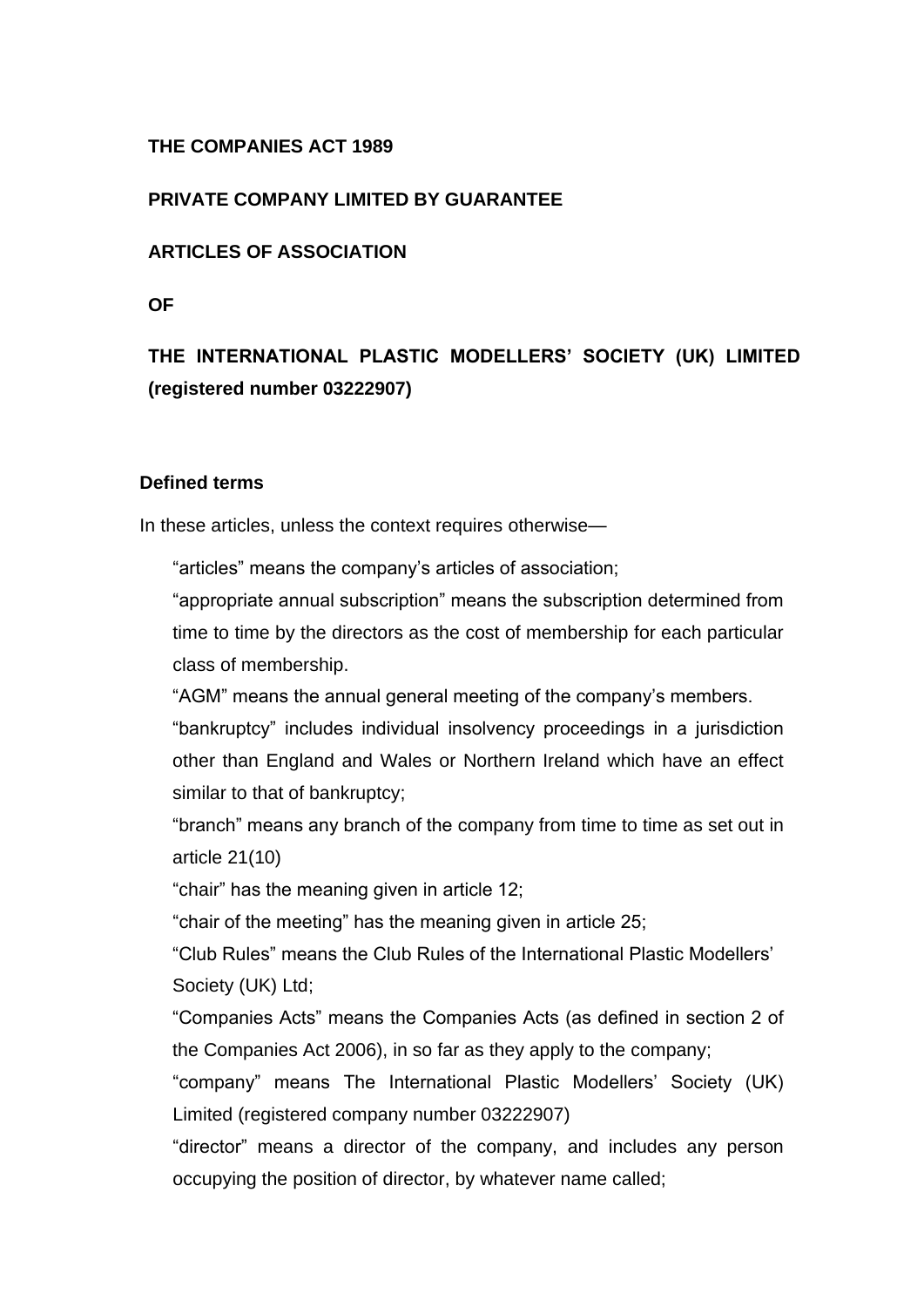**THE COMPANIES ACT 1989**

**PRIVATE COMPANY LIMITED BY GUARANTEE**

**ARTICLES OF ASSOCIATION**

**OF**

**THE INTERNATIONAL PLASTIC MODELLERS' SOCIETY (UK) LIMITED (registered number 03222907)**

**Defined terms**

In these articles, unless the context requires otherwise—

"articles" means the company's articles of association;

"appropriate annual subscription" means the subscription determined from time to time by the directors as the cost of membership for each particular class of membership.

"AGM" means the annual general meeting of the company's members.

"bankruptcy" includes individual insolvency proceedings in a jurisdiction other than England and Wales or Northern Ireland which have an effect similar to that of bankruptcy;

"branch" means any branch of the company from time to time as set out in article 21(10)

"chair" has the meaning given in article 12;

"chair of the meeting" has the meaning given in article 25;

"Club Rules" means the Club Rules of the International Plastic Modellers' Society (UK) Ltd;

"Companies Acts" means the Companies Acts (as defined in section 2 of the Companies Act 2006), in so far as they apply to the company;

"company" means The International Plastic Modellers' Society (UK) Limited (registered company number 03222907)

"director" means a director of the company, and includes any person occupying the position of director, by whatever name called;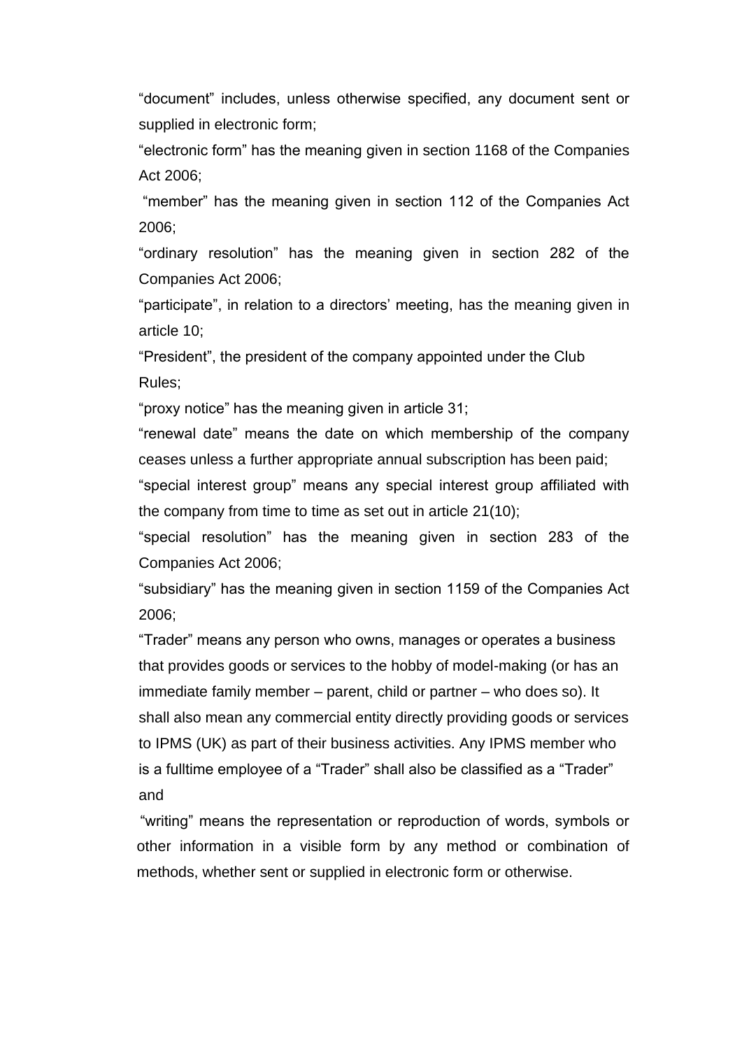"document" includes, unless otherwise specified, any document sent or supplied in electronic form;

"electronic form" has the meaning given in section 1168 of the Companies Act 2006;

"member" has the meaning given in section 112 of the Companies Act 2006;

"ordinary resolution" has the meaning given in section 282 of the Companies Act 2006;

"participate", in relation to a directors' meeting, has the meaning given in article 10;

"President", the president of the company appointed under the Club Rules;

"proxy notice" has the meaning given in article 31;

"renewal date" means the date on which membership of the company ceases unless a further appropriate annual subscription has been paid;

"special interest group" means any special interest group affiliated with the company from time to time as set out in article 21(10);

"special resolution" has the meaning given in section 283 of the Companies Act 2006;

"subsidiary" has the meaning given in section 1159 of the Companies Act 2006;

"Trader" means any person who owns, manages or operates a business that provides goods or services to the hobby of model-making (or has an immediate family member – parent, child or partner – who does so). It shall also mean any commercial entity directly providing goods or services to IPMS (UK) as part of their business activities. Any IPMS member who is a fulltime employee of a "Trader" shall also be classified as a "Trader" and

"writing" means the representation or reproduction of words, symbols or other information in a visible form by any method or combination of methods, whether sent or supplied in electronic form or otherwise.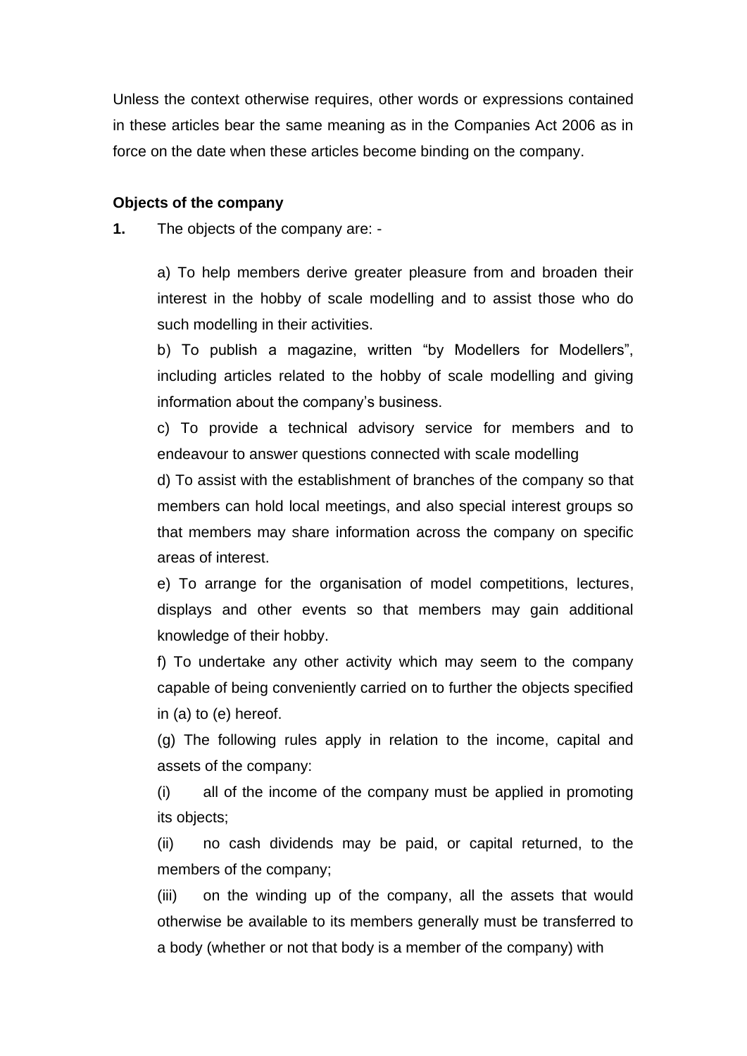Unless the context otherwise requires, other words or expressions contained in these articles bear the same meaning as in the Companies Act 2006 as in force on the date when these articles become binding on the company.

**Objects of the company**

**1.** The objects of the company are: -

a) To help members derive greater pleasure from and broaden their interest in the hobby of scale modelling and to assist those who do such modelling in their activities.

b) To publish a magazine, written "by Modellers for Modellers", including articles related to the hobby of scale modelling and giving information about the company's business.

c) To provide a technical advisory service for members and to endeavour to answer questions connected with scale modelling

d) To assist with the establishment of branches of the company so that members can hold local meetings, and also special interest groups so that members may share information across the company on specific areas of interest.

e) To arrange for the organisation of model competitions, lectures, displays and other events so that members may gain additional knowledge of their hobby.

f) To undertake any other activity which may seem to the company capable of being conveniently carried on to further the objects specified in (a) to (e) hereof.

(g) The following rules apply in relation to the income, capital and assets of the company:

(i) all of the income of the company must be applied in promoting its objects;

(ii) no cash dividends may be paid, or capital returned, to the members of the company;

(iii) on the winding up of the company, all the assets that would otherwise be available to its members generally must be transferred to a body (whether or not that body is a member of the company) with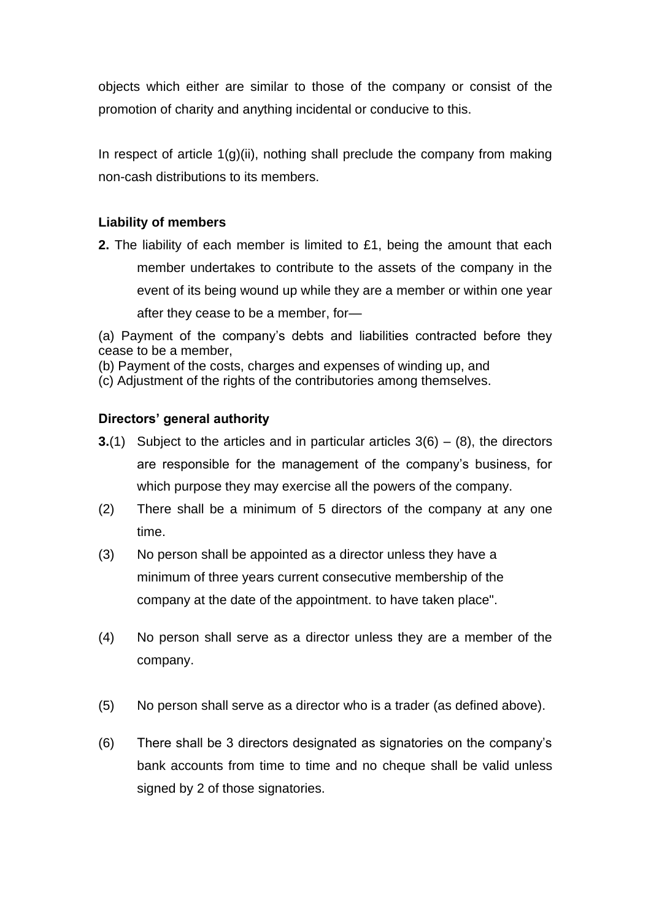objects which either are similar to those of the company or consist of the promotion of charity and anything incidental or conducive to this.

In respect of article 1(g)(ii), nothing shall preclude the company from making non-cash distributions to its members.

### Liability of members

**2.** The liability of each member is limited to £1, being the amount that each member undertakes to contribute to the assets of the company in the event of its being wound up while they are a member or within one year after they cease to be a member, for—

(a) Payment of the company's debts and liabilities contracted before they cease to be a member,
(b) Payment of the costs, charges and expenses of winding up, and
(c) Adjustment of the rights of the contributories among themselves.

### Directors' general authority

**3.**(1) Subject to the articles and in particular articles 3(6) – (8), the directors are responsible for the management of the company's business, for which purpose they may exercise all the powers of the company.

(2) There shall be a minimum of 5 directors of the company at any one time.

(3) No person shall be appointed as a director unless they have a minimum of three years current consecutive membership of the company at the date of the appointment. to have taken place".

(4) No person shall serve as a director unless they are a member of the company.

(5) No person shall serve as a director who is a trader (as defined above).

(6) There shall be 3 directors designated as signatories on the company's bank accounts from time to time and no cheque shall be valid unless signed by 2 of those signatories.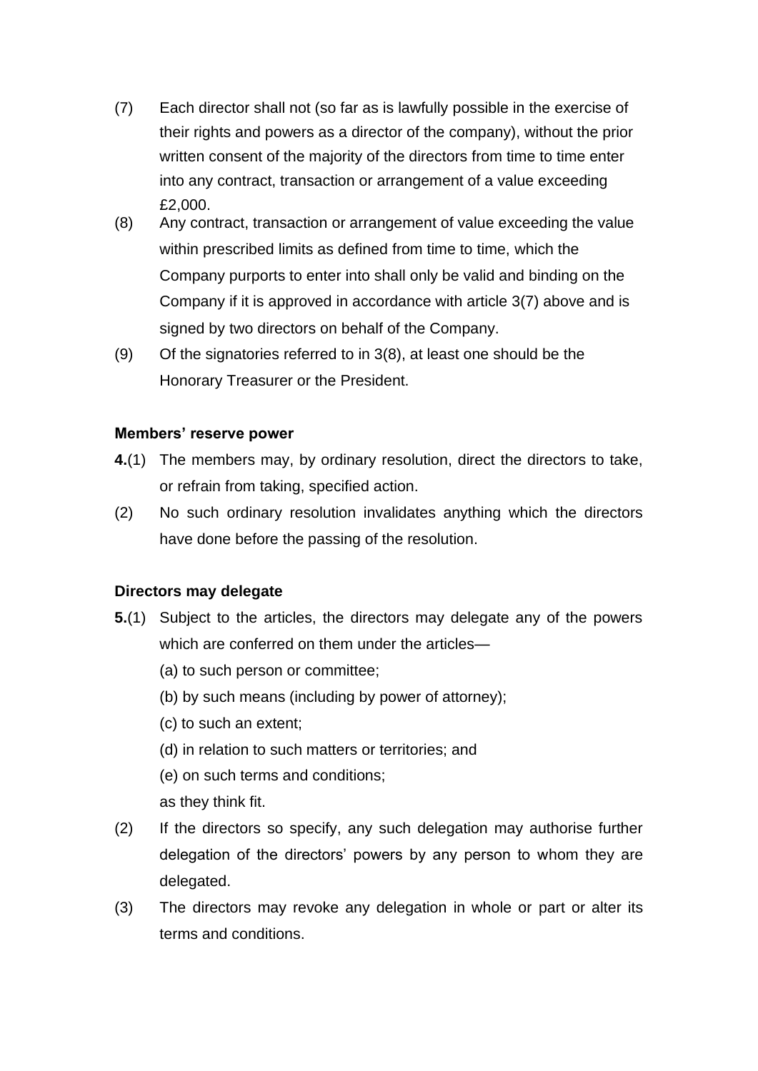(7) Each director shall not (so far as is lawfully possible in the exercise of their rights and powers as a director of the company), without the prior written consent of the majority of the directors from time to time enter into any contract, transaction or arrangement of a value exceeding £2,000.

(8) Any contract, transaction or arrangement of value exceeding the value within prescribed limits as defined from time to time, which the Company purports to enter into shall only be valid and binding on the Company if it is approved in accordance with article 3(7) above and is signed by two directors on behalf of the Company.

(9) Of the signatories referred to in 3(8), at least one should be the Honorary Treasurer or the President.

**Members' reserve power**

**4.**(1) The members may, by ordinary resolution, direct the directors to take, or refrain from taking, specified action.

(2) No such ordinary resolution invalidates anything which the directors have done before the passing of the resolution.

**Directors may delegate**

**5.**(1) Subject to the articles, the directors may delegate any of the powers which are conferred on them under the articles—

(a) to such person or committee;

(b) by such means (including by power of attorney);

(c) to such an extent;

(d) in relation to such matters or territories; and

(e) on such terms and conditions;

as they think fit.

(2) If the directors so specify, any such delegation may authorise further delegation of the directors' powers by any person to whom they are delegated.

(3) The directors may revoke any delegation in whole or part or alter its terms and conditions.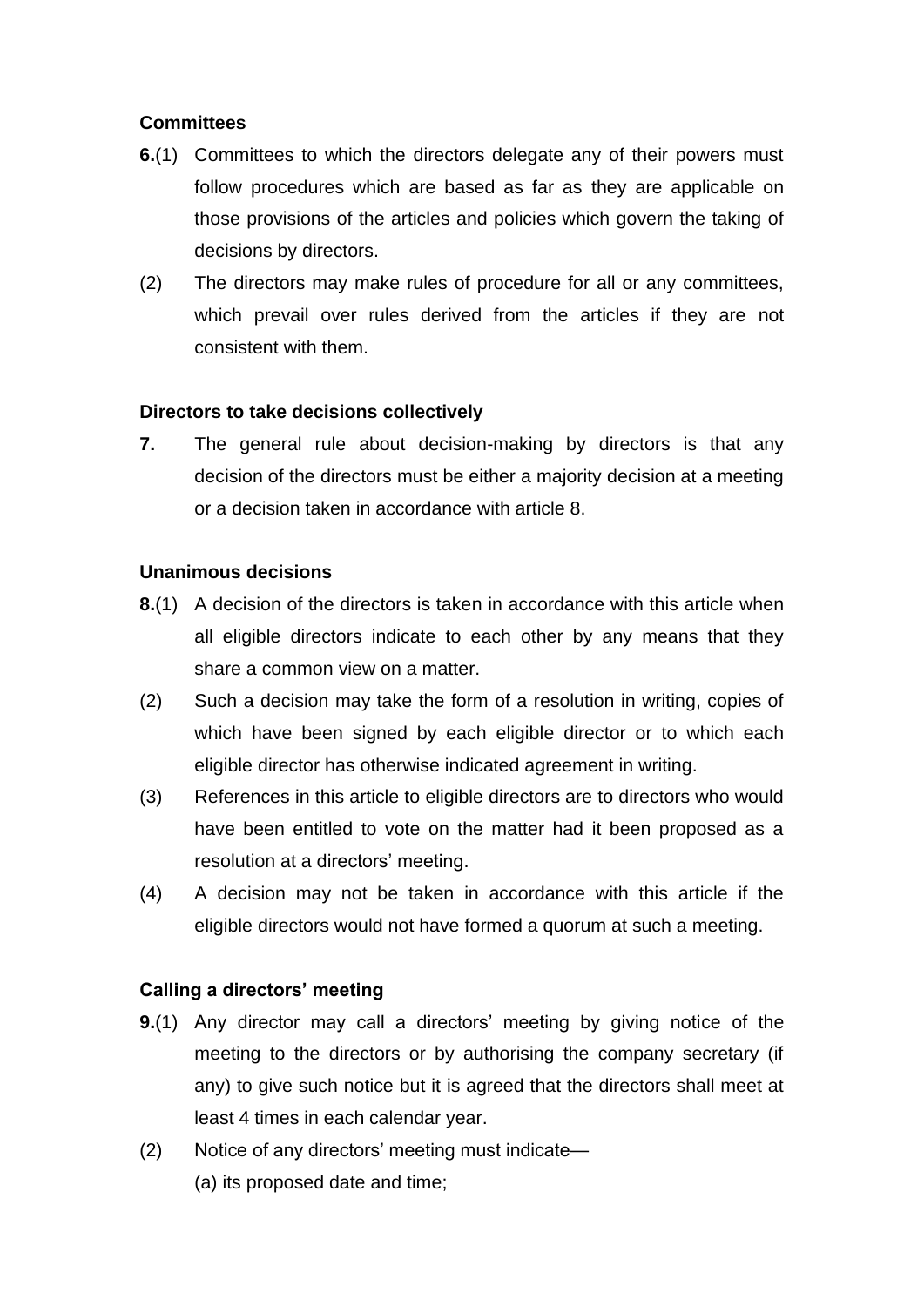### Committees

**6.**(1) Committees to which the directors delegate any of their powers must follow procedures which are based as far as they are applicable on those provisions of the articles and policies which govern the taking of decisions by directors.

(2) The directors may make rules of procedure for all or any committees, which prevail over rules derived from the articles if they are not consistent with them.

### Directors to take decisions collectively

**7.** The general rule about decision-making by directors is that any decision of the directors must be either a majority decision at a meeting or a decision taken in accordance with article 8.

### Unanimous decisions

**8.**(1) A decision of the directors is taken in accordance with this article when all eligible directors indicate to each other by any means that they share a common view on a matter.

(2) Such a decision may take the form of a resolution in writing, copies of which have been signed by each eligible director or to which each eligible director has otherwise indicated agreement in writing.

(3) References in this article to eligible directors are to directors who would have been entitled to vote on the matter had it been proposed as a resolution at a directors' meeting.

(4) A decision may not be taken in accordance with this article if the eligible directors would not have formed a quorum at such a meeting.

### Calling a directors' meeting

**9.**(1) Any director may call a directors' meeting by giving notice of the meeting to the directors or by authorising the company secretary (if any) to give such notice but it is agreed that the directors shall meet at least 4 times in each calendar year.

(2) Notice of any directors' meeting must indicate—

(a) its proposed date and time;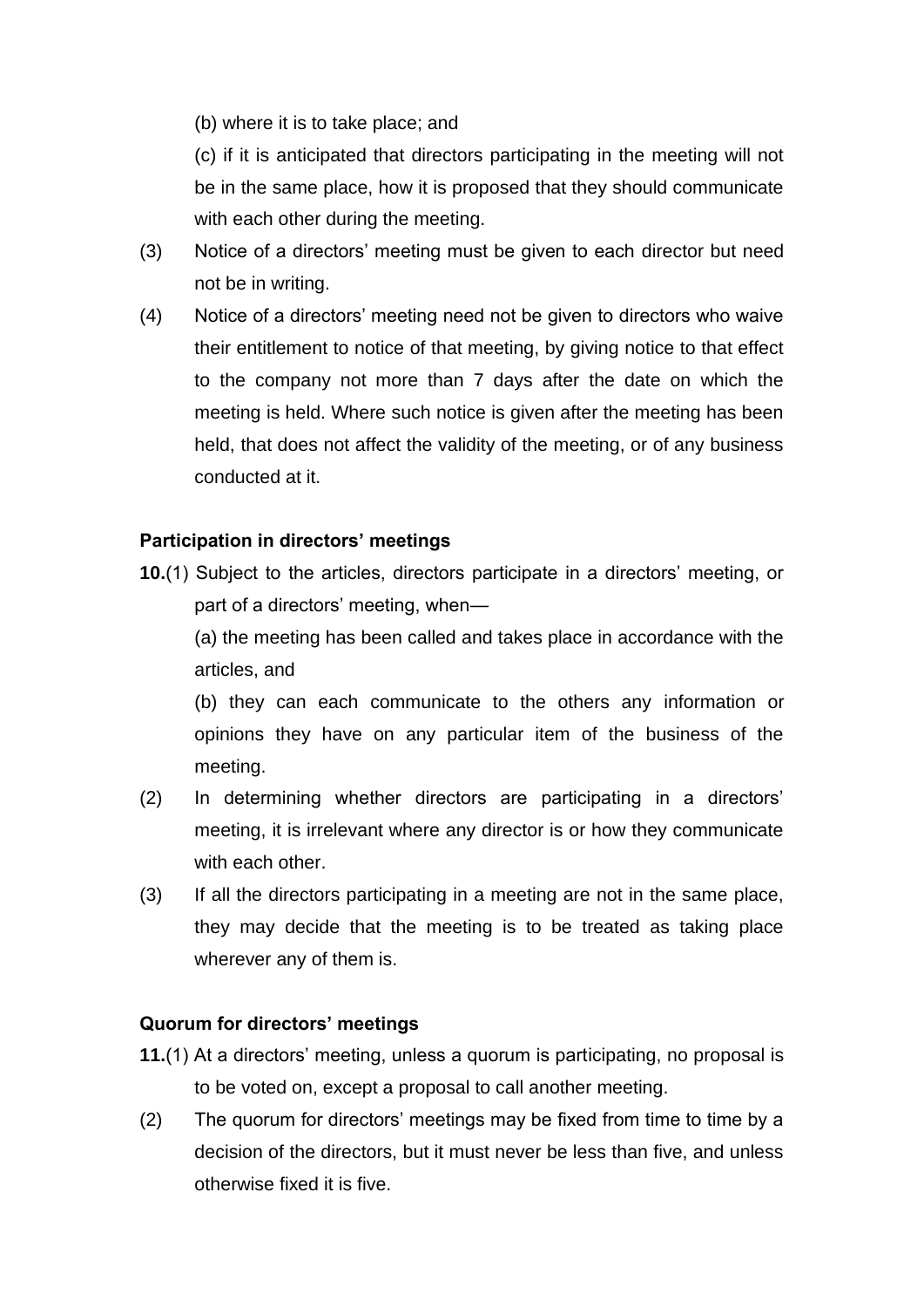(b) where it is to take place; and

(c) if it is anticipated that directors participating in the meeting will not be in the same place, how it is proposed that they should communicate with each other during the meeting.

(3) Notice of a directors' meeting must be given to each director but need not be in writing.

(4) Notice of a directors' meeting need not be given to directors who waive their entitlement to notice of that meeting, by giving notice to that effect to the company not more than 7 days after the date on which the meeting is held. Where such notice is given after the meeting has been held, that does not affect the validity of the meeting, or of any business conducted at it.

**Participation in directors' meetings**

**10.**(1) Subject to the articles, directors participate in a directors' meeting, or part of a directors' meeting, when—

(a) the meeting has been called and takes place in accordance with the articles, and

(b) they can each communicate to the others any information or opinions they have on any particular item of the business of the meeting.

(2) In determining whether directors are participating in a directors' meeting, it is irrelevant where any director is or how they communicate with each other.

(3) If all the directors participating in a meeting are not in the same place, they may decide that the meeting is to be treated as taking place wherever any of them is.

**Quorum for directors' meetings**

**11.**(1) At a directors' meeting, unless a quorum is participating, no proposal is to be voted on, except a proposal to call another meeting.

(2) The quorum for directors' meetings may be fixed from time to time by a decision of the directors, but it must never be less than five, and unless otherwise fixed it is five.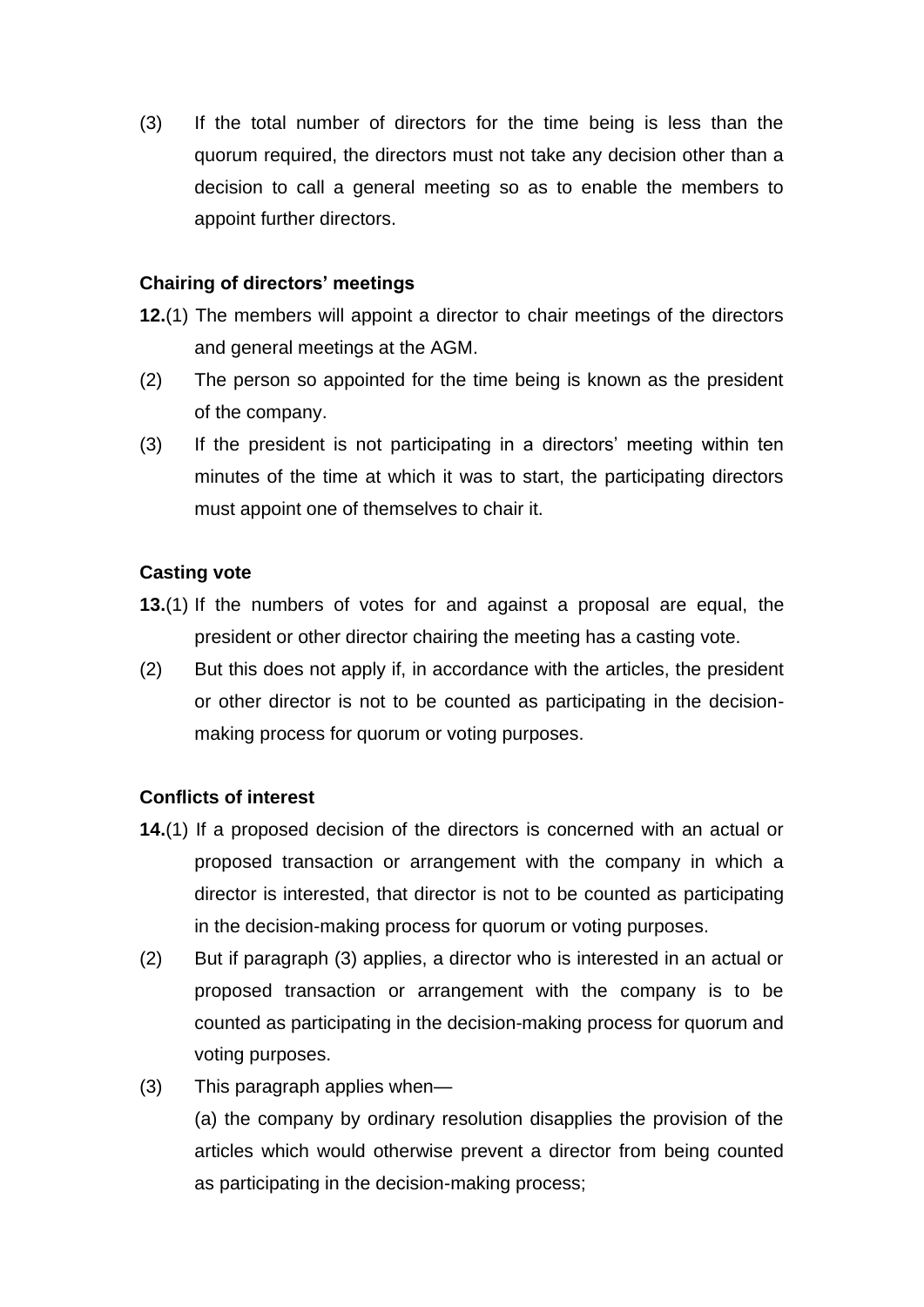(3) If the total number of directors for the time being is less than the quorum required, the directors must not take any decision other than a decision to call a general meeting so as to enable the members to appoint further directors.

**Chairing of directors' meetings**

**12.**(1) The members will appoint a director to chair meetings of the directors and general meetings at the AGM.

(2) The person so appointed for the time being is known as the president of the company.

(3) If the president is not participating in a directors' meeting within ten minutes of the time at which it was to start, the participating directors must appoint one of themselves to chair it.

**Casting vote**

**13.**(1) If the numbers of votes for and against a proposal are equal, the president or other director chairing the meeting has a casting vote.

(2) But this does not apply if, in accordance with the articles, the president or other director is not to be counted as participating in the decision-making process for quorum or voting purposes.

**Conflicts of interest**

**14.**(1) If a proposed decision of the directors is concerned with an actual or proposed transaction or arrangement with the company in which a director is interested, that director is not to be counted as participating in the decision-making process for quorum or voting purposes.

(2) But if paragraph (3) applies, a director who is interested in an actual or proposed transaction or arrangement with the company is to be counted as participating in the decision-making process for quorum and voting purposes.

(3) This paragraph applies when—

(a) the company by ordinary resolution disapplies the provision of the articles which would otherwise prevent a director from being counted as participating in the decision-making process;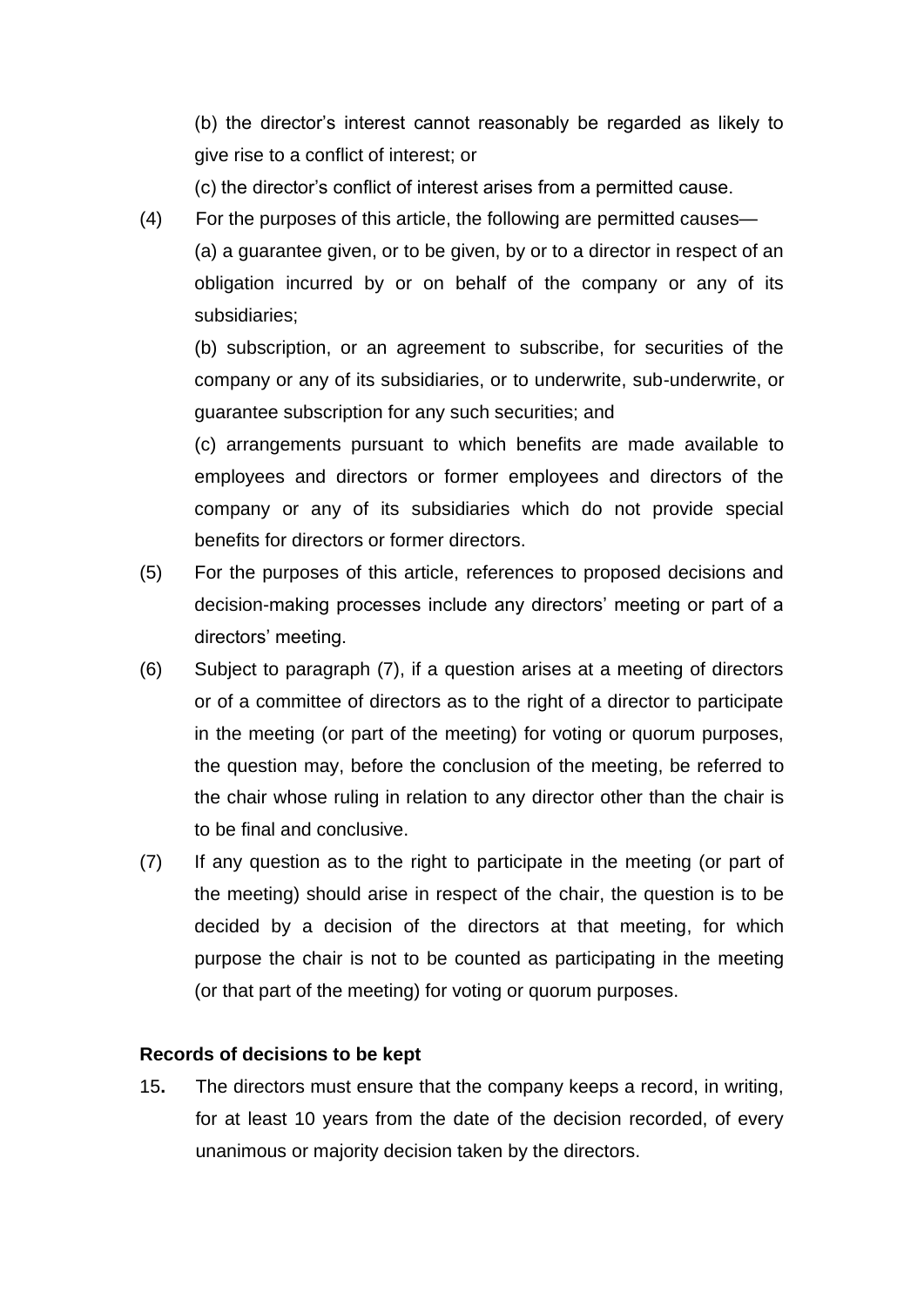(b) the director's interest cannot reasonably be regarded as likely to give rise to a conflict of interest; or

(c) the director's conflict of interest arises from a permitted cause.

(4) For the purposes of this article, the following are permitted causes—

(a) a guarantee given, or to be given, by or to a director in respect of an obligation incurred by or on behalf of the company or any of its subsidiaries;

(b) subscription, or an agreement to subscribe, for securities of the company or any of its subsidiaries, or to underwrite, sub-underwrite, or guarantee subscription for any such securities; and

(c) arrangements pursuant to which benefits are made available to employees and directors or former employees and directors of the company or any of its subsidiaries which do not provide special benefits for directors or former directors.

(5) For the purposes of this article, references to proposed decisions and decision-making processes include any directors' meeting or part of a directors' meeting.

(6) Subject to paragraph (7), if a question arises at a meeting of directors or of a committee of directors as to the right of a director to participate in the meeting (or part of the meeting) for voting or quorum purposes, the question may, before the conclusion of the meeting, be referred to the chair whose ruling in relation to any director other than the chair is to be final and conclusive.

(7) If any question as to the right to participate in the meeting (or part of the meeting) should arise in respect of the chair, the question is to be decided by a decision of the directors at that meeting, for which purpose the chair is not to be counted as participating in the meeting (or that part of the meeting) for voting or quorum purposes.

**Records of decisions to be kept**

15**.** The directors must ensure that the company keeps a record, in writing, for at least 10 years from the date of the decision recorded, of every unanimous or majority decision taken by the directors.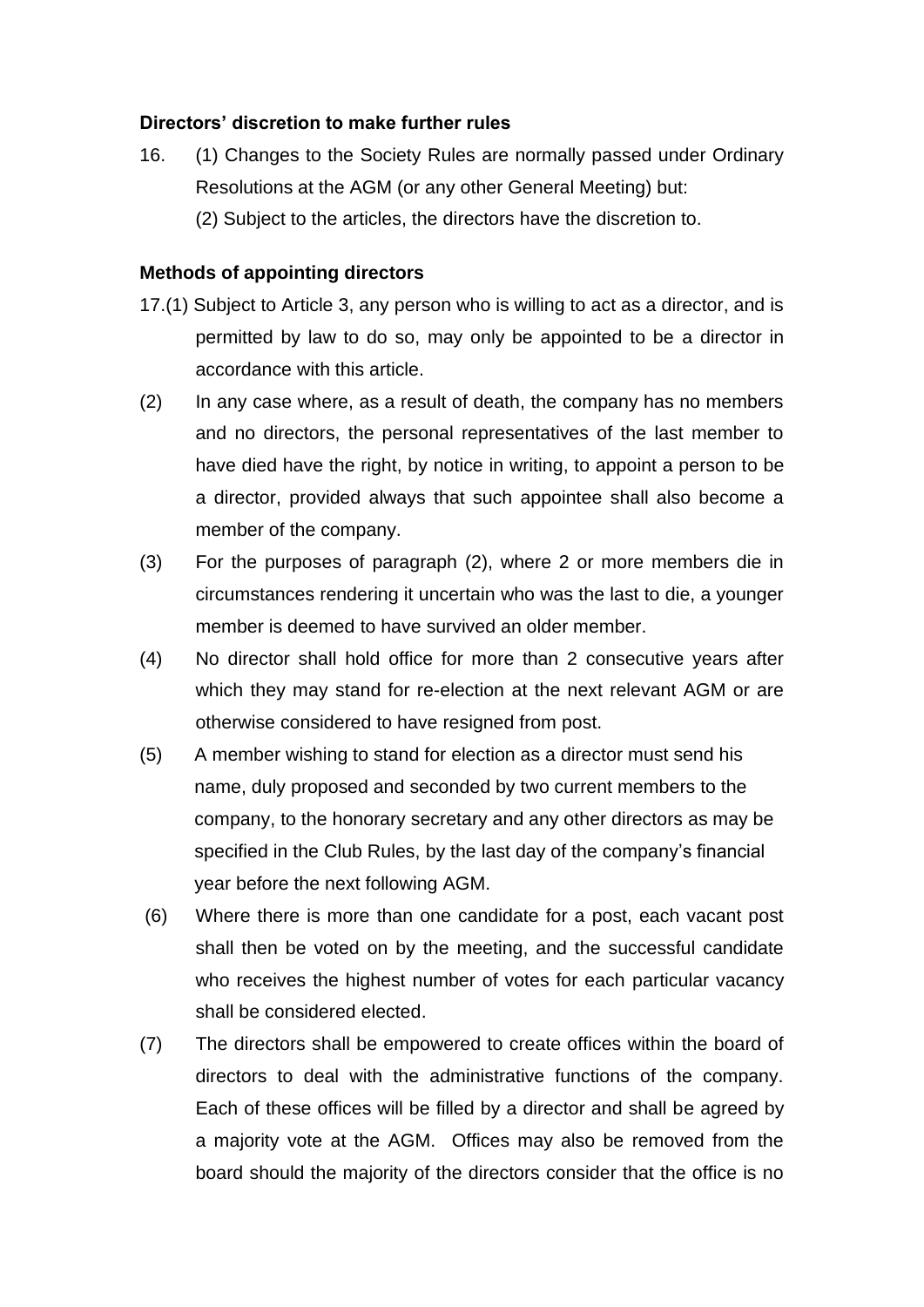**Directors' discretion to make further rules**

16. (1) Changes to the Society Rules are normally passed under Ordinary Resolutions at the AGM (or any other General Meeting) but:

 (2) Subject to the articles, the directors have the discretion to.

**Methods of appointing directors**

17.(1) Subject to Article 3, any person who is willing to act as a director, and is permitted by law to do so, may only be appointed to be a director in accordance with this article.

(2) In any case where, as a result of death, the company has no members and no directors, the personal representatives of the last member to have died have the right, by notice in writing, to appoint a person to be a director, provided always that such appointee shall also become a member of the company.

(3) For the purposes of paragraph (2), where 2 or more members die in circumstances rendering it uncertain who was the last to die, a younger member is deemed to have survived an older member.

(4) No director shall hold office for more than 2 consecutive years after which they may stand for re-election at the next relevant AGM or are otherwise considered to have resigned from post.

(5) A member wishing to stand for election as a director must send his name, duly proposed and seconded by two current members to the company, to the honorary secretary and any other directors as may be specified in the Club Rules, by the last day of the company's financial year before the next following AGM.

(6) Where there is more than one candidate for a post, each vacant post shall then be voted on by the meeting, and the successful candidate who receives the highest number of votes for each particular vacancy shall be considered elected.

(7) The directors shall be empowered to create offices within the board of directors to deal with the administrative functions of the company. Each of these offices will be filled by a director and shall be agreed by a majority vote at the AGM. Offices may also be removed from the board should the majority of the directors consider that the office is no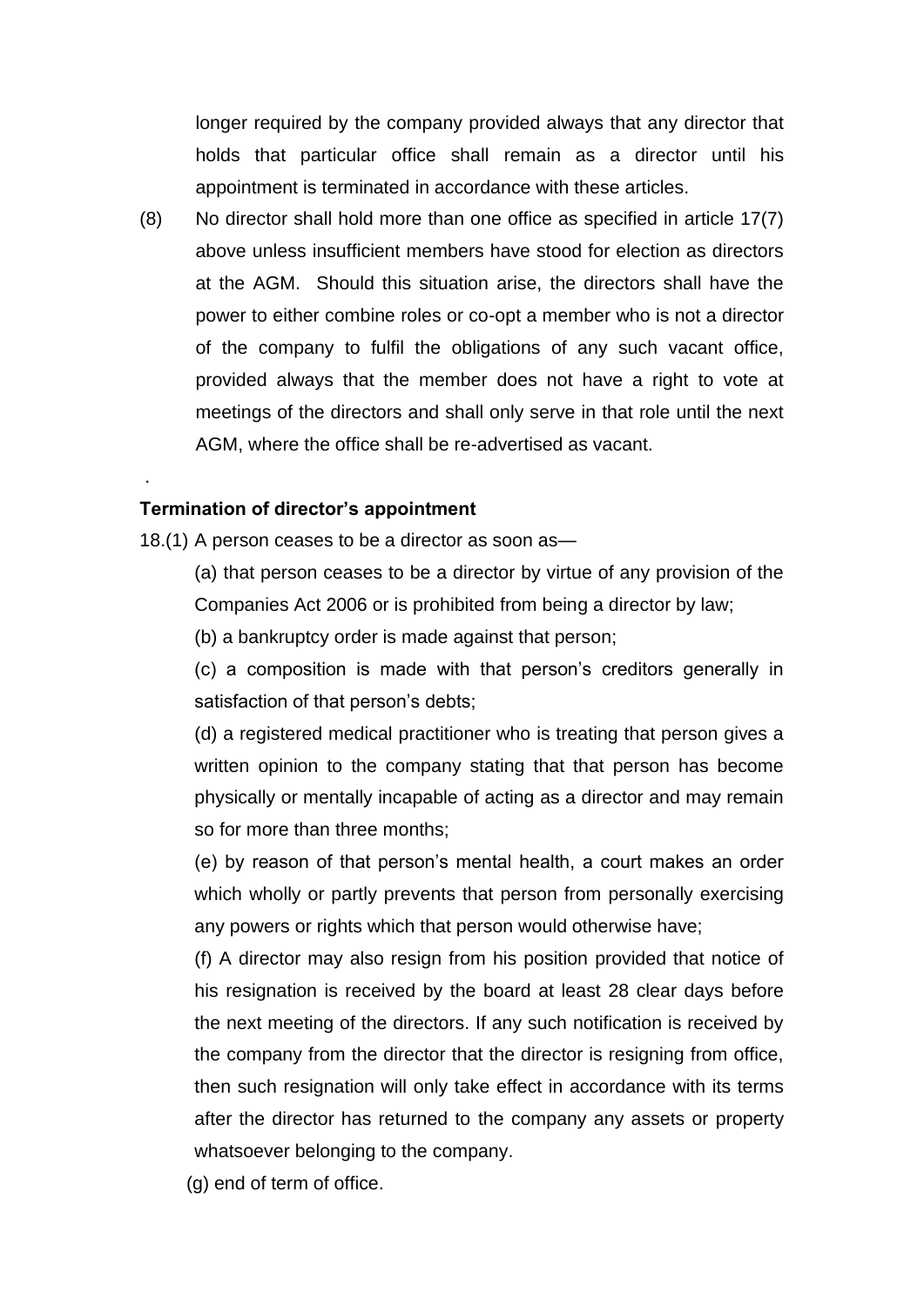longer required by the company provided always that any director that holds that particular office shall remain as a director until his appointment is terminated in accordance with these articles.

(8) No director shall hold more than one office as specified in article 17(7) above unless insufficient members have stood for election as directors at the AGM. Should this situation arise, the directors shall have the power to either combine roles or co-opt a member who is not a director of the company to fulfil the obligations of any such vacant office, provided always that the member does not have a right to vote at meetings of the directors and shall only serve in that role until the next AGM, where the office shall be re-advertised as vacant.

.

**Termination of director's appointment**

18.(1) A person ceases to be a director as soon as—

(a) that person ceases to be a director by virtue of any provision of the Companies Act 2006 or is prohibited from being a director by law;

(b) a bankruptcy order is made against that person;

(c) a composition is made with that person's creditors generally in satisfaction of that person's debts;

(d) a registered medical practitioner who is treating that person gives a written opinion to the company stating that that person has become physically or mentally incapable of acting as a director and may remain so for more than three months;

(e) by reason of that person's mental health, a court makes an order which wholly or partly prevents that person from personally exercising any powers or rights which that person would otherwise have;

(f) A director may also resign from his position provided that notice of his resignation is received by the board at least 28 clear days before the next meeting of the directors. If any such notification is received by the company from the director that the director is resigning from office, then such resignation will only take effect in accordance with its terms after the director has returned to the company any assets or property whatsoever belonging to the company.

(g) end of term of office.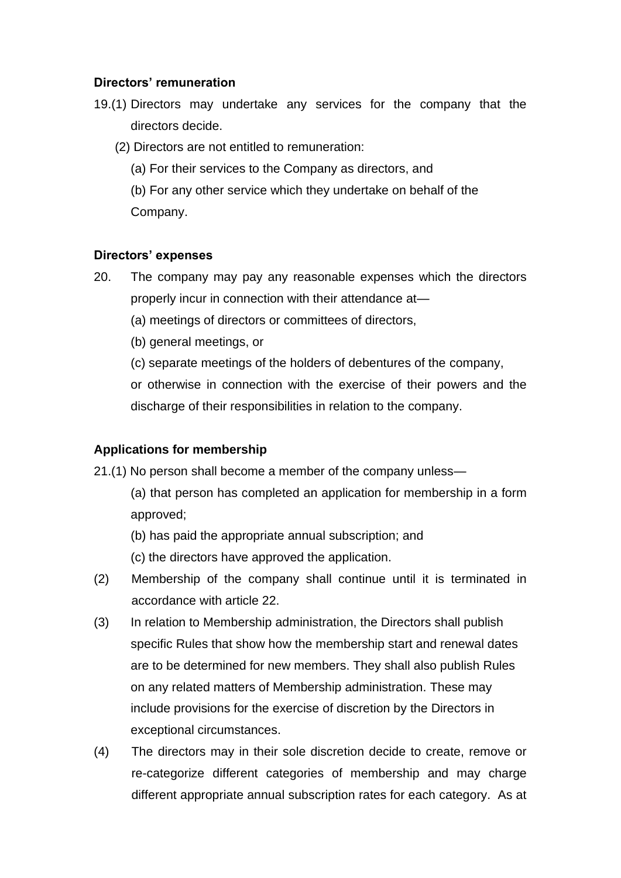**Directors' remuneration**

19.(1) Directors may undertake any services for the company that the directors decide.

(2) Directors are not entitled to remuneration:

(a) For their services to the Company as directors, and

(b) For any other service which they undertake on behalf of the Company.

**Directors' expenses**

20. The company may pay any reasonable expenses which the directors properly incur in connection with their attendance at—

(a) meetings of directors or committees of directors,

(b) general meetings, or

(c) separate meetings of the holders of debentures of the company,

or otherwise in connection with the exercise of their powers and the discharge of their responsibilities in relation to the company.

**Applications for membership**

21.(1) No person shall become a member of the company unless—

(a) that person has completed an application for membership in a form approved;

(b) has paid the appropriate annual subscription; and

(c) the directors have approved the application.

(2) Membership of the company shall continue until it is terminated in accordance with article 22.

(3) In relation to Membership administration, the Directors shall publish specific Rules that show how the membership start and renewal dates are to be determined for new members. They shall also publish Rules on any related matters of Membership administration. These may include provisions for the exercise of discretion by the Directors in exceptional circumstances.

(4) The directors may in their sole discretion decide to create, remove or re-categorize different categories of membership and may charge different appropriate annual subscription rates for each category. As at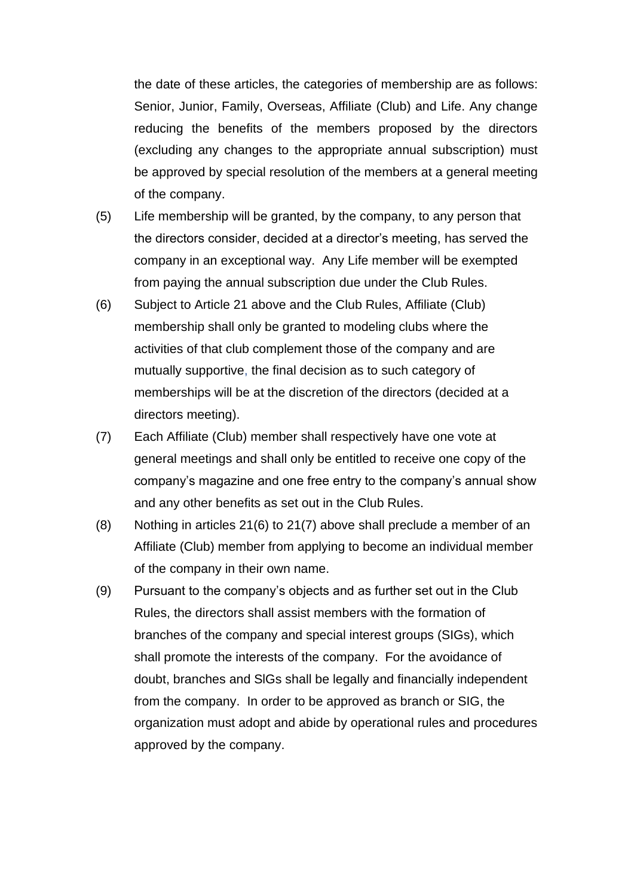the date of these articles, the categories of membership are as follows: Senior, Junior, Family, Overseas, Affiliate (Club) and Life. Any change reducing the benefits of the members proposed by the directors (excluding any changes to the appropriate annual subscription) must be approved by special resolution of the members at a general meeting of the company.

(5) Life membership will be granted, by the company, to any person that the directors consider, decided at a director's meeting, has served the company in an exceptional way. Any Life member will be exempted from paying the annual subscription due under the Club Rules.

(6) Subject to Article 21 above and the Club Rules, Affiliate (Club) membership shall only be granted to modeling clubs where the activities of that club complement those of the company and are mutually supportive, the final decision as to such category of memberships will be at the discretion of the directors (decided at a directors meeting).

(7) Each Affiliate (Club) member shall respectively have one vote at general meetings and shall only be entitled to receive one copy of the company's magazine and one free entry to the company's annual show and any other benefits as set out in the Club Rules.

(8) Nothing in articles 21(6) to 21(7) above shall preclude a member of an Affiliate (Club) member from applying to become an individual member of the company in their own name.

(9) Pursuant to the company's objects and as further set out in the Club Rules, the directors shall assist members with the formation of branches of the company and special interest groups (SIGs), which shall promote the interests of the company. For the avoidance of doubt, branches and SlGs shall be legally and financially independent from the company. In order to be approved as branch or SIG, the organization must adopt and abide by operational rules and procedures approved by the company.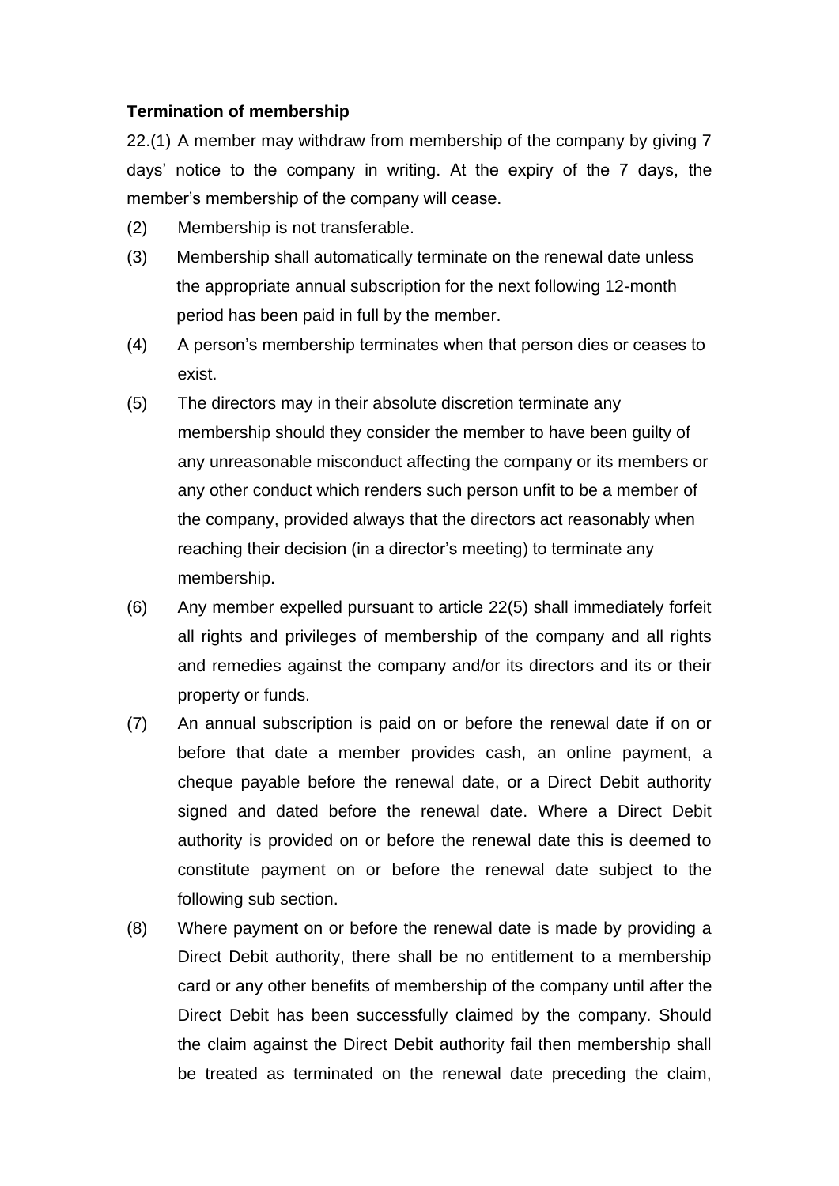**Termination of membership**

22.(1) A member may withdraw from membership of the company by giving 7 days' notice to the company in writing. At the expiry of the 7 days, the member's membership of the company will cease.

(2) Membership is not transferable.

(3) Membership shall automatically terminate on the renewal date unless the appropriate annual subscription for the next following 12-month period has been paid in full by the member.

(4) A person's membership terminates when that person dies or ceases to exist.

(5) The directors may in their absolute discretion terminate any membership should they consider the member to have been guilty of any unreasonable misconduct affecting the company or its members or any other conduct which renders such person unfit to be a member of the company, provided always that the directors act reasonably when reaching their decision (in a director's meeting) to terminate any membership.

(6) Any member expelled pursuant to article 22(5) shall immediately forfeit all rights and privileges of membership of the company and all rights and remedies against the company and/or its directors and its or their property or funds.

(7) An annual subscription is paid on or before the renewal date if on or before that date a member provides cash, an online payment, a cheque payable before the renewal date, or a Direct Debit authority signed and dated before the renewal date. Where a Direct Debit authority is provided on or before the renewal date this is deemed to constitute payment on or before the renewal date subject to the following sub section.

(8) Where payment on or before the renewal date is made by providing a Direct Debit authority, there shall be no entitlement to a membership card or any other benefits of membership of the company until after the Direct Debit has been successfully claimed by the company. Should the claim against the Direct Debit authority fail then membership shall be treated as terminated on the renewal date preceding the claim,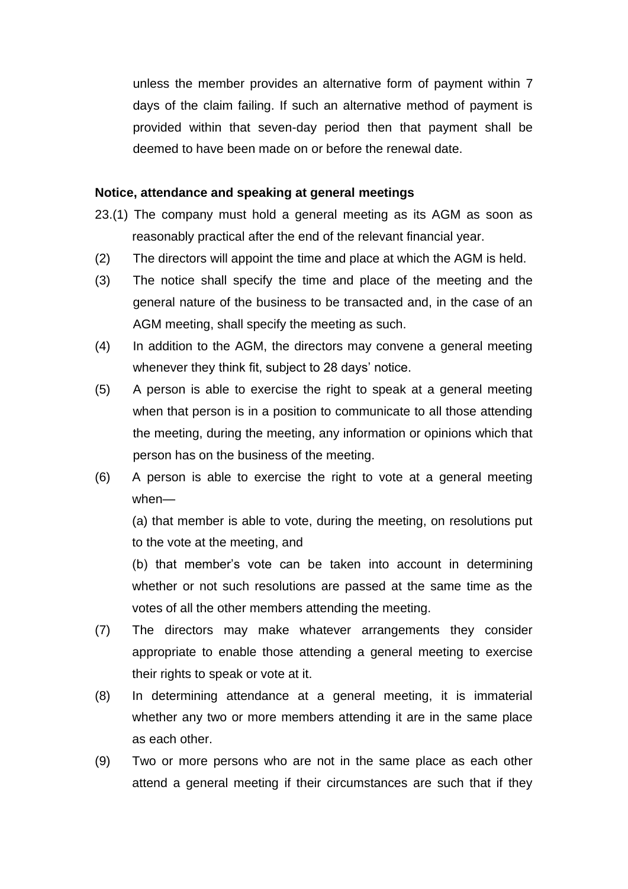unless the member provides an alternative form of payment within 7 days of the claim failing. If such an alternative method of payment is provided within that seven-day period then that payment shall be deemed to have been made on or before the renewal date.

**Notice, attendance and speaking at general meetings**

23.(1) The company must hold a general meeting as its AGM as soon as reasonably practical after the end of the relevant financial year.

(2) The directors will appoint the time and place at which the AGM is held.

(3) The notice shall specify the time and place of the meeting and the general nature of the business to be transacted and, in the case of an AGM meeting, shall specify the meeting as such.

(4) In addition to the AGM, the directors may convene a general meeting whenever they think fit, subject to 28 days' notice.

(5) A person is able to exercise the right to speak at a general meeting when that person is in a position to communicate to all those attending the meeting, during the meeting, any information or opinions which that person has on the business of the meeting.

(6) A person is able to exercise the right to vote at a general meeting when—

(a) that member is able to vote, during the meeting, on resolutions put to the vote at the meeting, and

(b) that member's vote can be taken into account in determining whether or not such resolutions are passed at the same time as the votes of all the other members attending the meeting.

(7) The directors may make whatever arrangements they consider appropriate to enable those attending a general meeting to exercise their rights to speak or vote at it.

(8) In determining attendance at a general meeting, it is immaterial whether any two or more members attending it are in the same place as each other.

(9) Two or more persons who are not in the same place as each other attend a general meeting if their circumstances are such that if they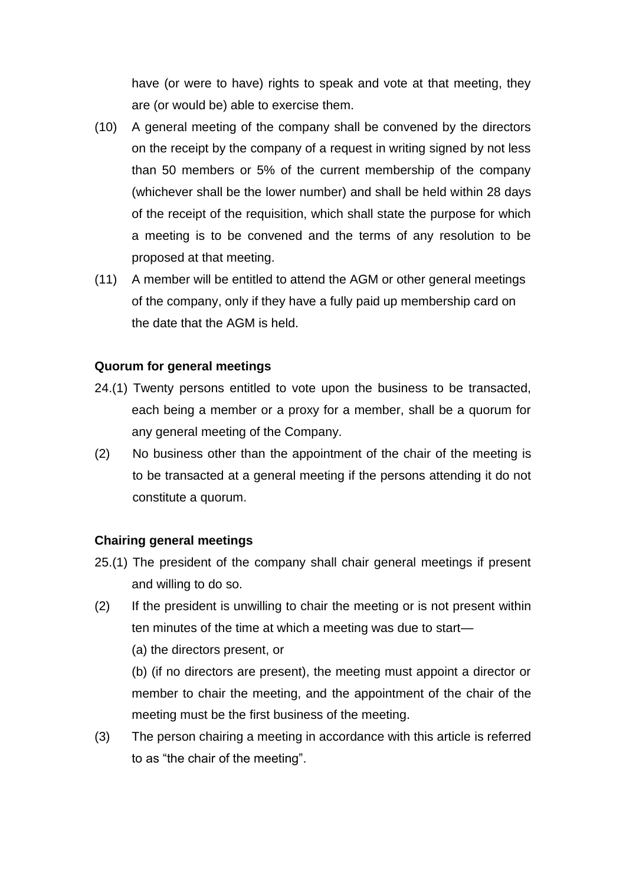have (or were to have) rights to speak and vote at that meeting, they are (or would be) able to exercise them.

(10) A general meeting of the company shall be convened by the directors on the receipt by the company of a request in writing signed by not less than 50 members or 5% of the current membership of the company (whichever shall be the lower number) and shall be held within 28 days of the receipt of the requisition, which shall state the purpose for which a meeting is to be convened and the terms of any resolution to be proposed at that meeting.

(11) A member will be entitled to attend the AGM or other general meetings of the company, only if they have a fully paid up membership card on the date that the AGM is held.

**Quorum for general meetings**

24.(1) Twenty persons entitled to vote upon the business to be transacted, each being a member or a proxy for a member, shall be a quorum for any general meeting of the Company.

(2) No business other than the appointment of the chair of the meeting is to be transacted at a general meeting if the persons attending it do not constitute a quorum.

**Chairing general meetings**

25.(1) The president of the company shall chair general meetings if present and willing to do so.

(2) If the president is unwilling to chair the meeting or is not present within ten minutes of the time at which a meeting was due to start—

(a) the directors present, or

(b) (if no directors are present), the meeting must appoint a director or member to chair the meeting, and the appointment of the chair of the meeting must be the first business of the meeting.

(3) The person chairing a meeting in accordance with this article is referred to as "the chair of the meeting".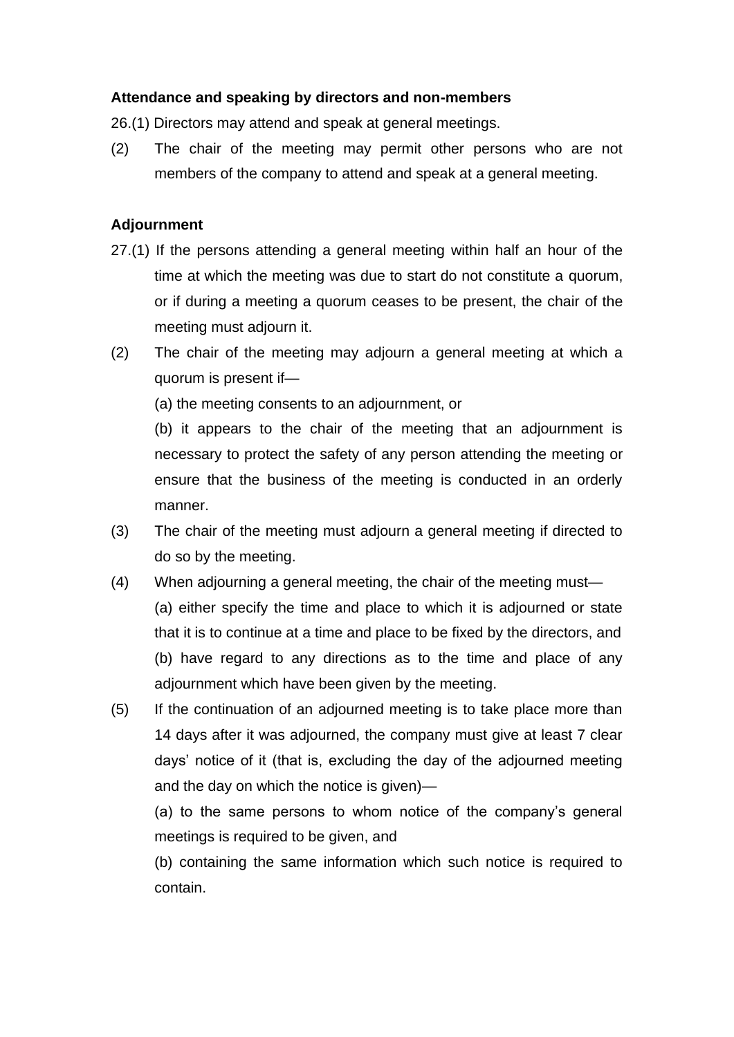**Attendance and speaking by directors and non-members**

26.(1) Directors may attend and speak at general meetings.

(2) The chair of the meeting may permit other persons who are not members of the company to attend and speak at a general meeting.

**Adjournment**

27.(1) If the persons attending a general meeting within half an hour of the time at which the meeting was due to start do not constitute a quorum, or if during a meeting a quorum ceases to be present, the chair of the meeting must adjourn it.

(2) The chair of the meeting may adjourn a general meeting at which a quorum is present if—

(a) the meeting consents to an adjournment, or

(b) it appears to the chair of the meeting that an adjournment is necessary to protect the safety of any person attending the meeting or ensure that the business of the meeting is conducted in an orderly manner.

(3) The chair of the meeting must adjourn a general meeting if directed to do so by the meeting.

(4) When adjourning a general meeting, the chair of the meeting must—

(a) either specify the time and place to which it is adjourned or state that it is to continue at a time and place to be fixed by the directors, and

(b) have regard to any directions as to the time and place of any adjournment which have been given by the meeting.

(5) If the continuation of an adjourned meeting is to take place more than 14 days after it was adjourned, the company must give at least 7 clear days' notice of it (that is, excluding the day of the adjourned meeting and the day on which the notice is given)—

(a) to the same persons to whom notice of the company's general meetings is required to be given, and

(b) containing the same information which such notice is required to contain.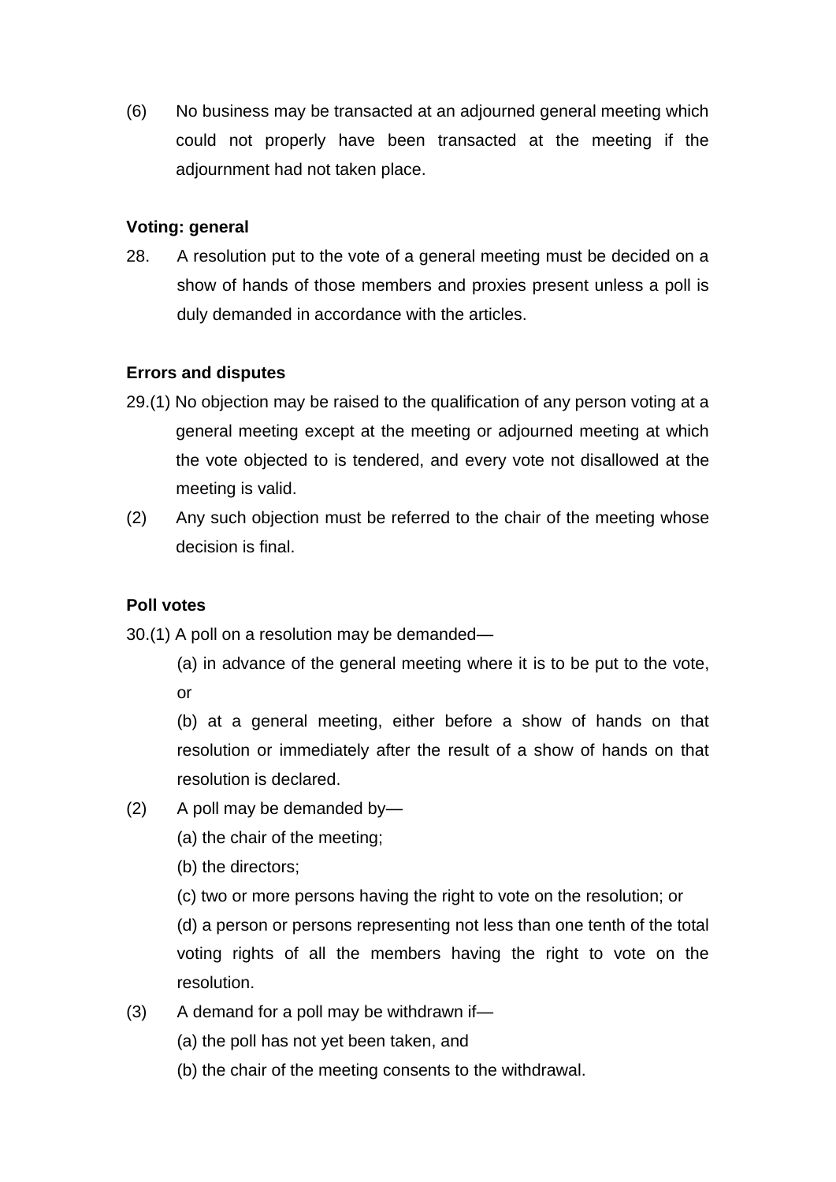(6) No business may be transacted at an adjourned general meeting which could not properly have been transacted at the meeting if the adjournment had not taken place.

**Voting: general**

28. A resolution put to the vote of a general meeting must be decided on a show of hands of those members and proxies present unless a poll is duly demanded in accordance with the articles.

**Errors and disputes**

29.(1) No objection may be raised to the qualification of any person voting at a general meeting except at the meeting or adjourned meeting at which the vote objected to is tendered, and every vote not disallowed at the meeting is valid.

(2) Any such objection must be referred to the chair of the meeting whose decision is final.

**Poll votes**

30.(1) A poll on a resolution may be demanded—

(a) in advance of the general meeting where it is to be put to the vote, or

(b) at a general meeting, either before a show of hands on that resolution or immediately after the result of a show of hands on that resolution is declared.

(2) A poll may be demanded by—

(a) the chair of the meeting;

(b) the directors;

(c) two or more persons having the right to vote on the resolution; or

(d) a person or persons representing not less than one tenth of the total voting rights of all the members having the right to vote on the resolution.

(3) A demand for a poll may be withdrawn if—

(a) the poll has not yet been taken, and

(b) the chair of the meeting consents to the withdrawal.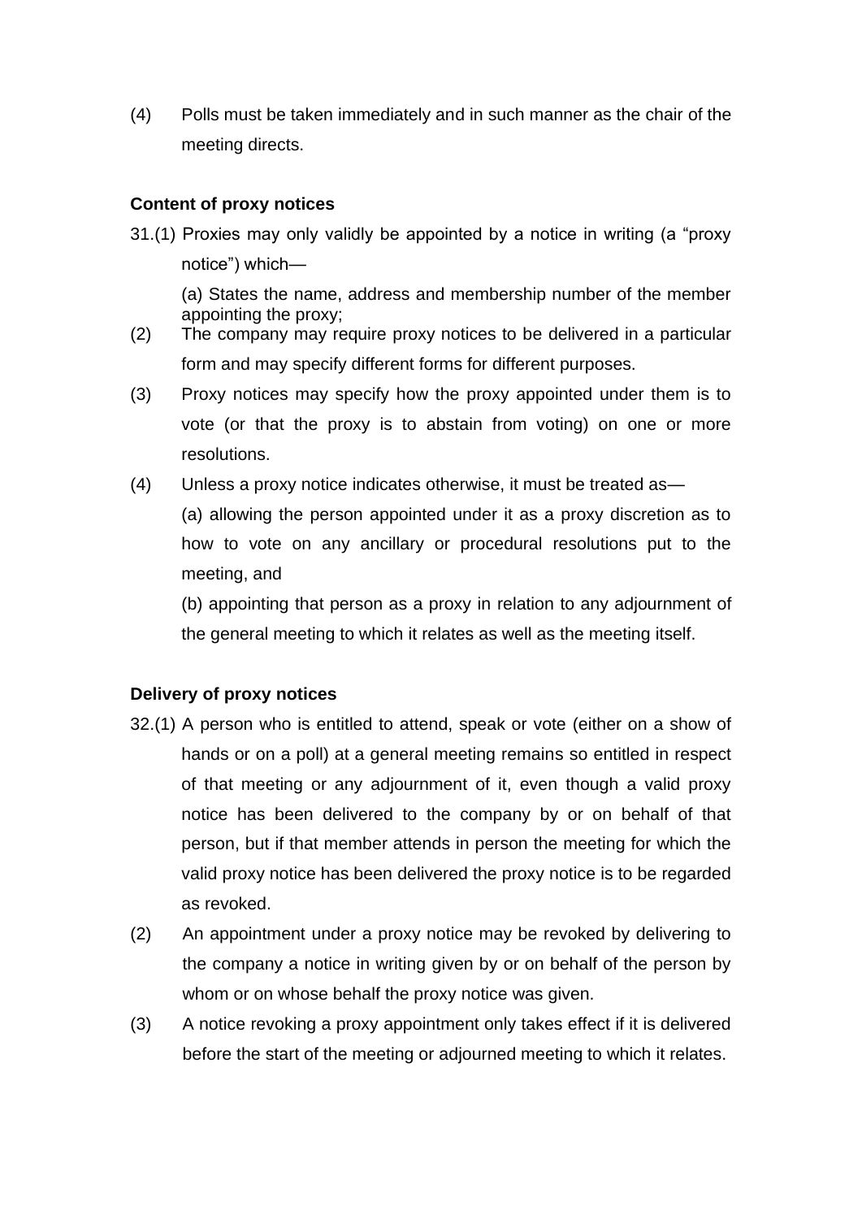(4) Polls must be taken immediately and in such manner as the chair of the meeting directs.

**Content of proxy notices**

31.(1) Proxies may only validly be appointed by a notice in writing (a "proxy notice") which—

(a) States the name, address and membership number of the member appointing the proxy;

(2) The company may require proxy notices to be delivered in a particular form and may specify different forms for different purposes.

(3) Proxy notices may specify how the proxy appointed under them is to vote (or that the proxy is to abstain from voting) on one or more resolutions.

(4) Unless a proxy notice indicates otherwise, it must be treated as—

(a) allowing the person appointed under it as a proxy discretion as to how to vote on any ancillary or procedural resolutions put to the meeting, and

(b) appointing that person as a proxy in relation to any adjournment of the general meeting to which it relates as well as the meeting itself.

**Delivery of proxy notices**

32.(1) A person who is entitled to attend, speak or vote (either on a show of hands or on a poll) at a general meeting remains so entitled in respect of that meeting or any adjournment of it, even though a valid proxy notice has been delivered to the company by or on behalf of that person, but if that member attends in person the meeting for which the valid proxy notice has been delivered the proxy notice is to be regarded as revoked.

(2) An appointment under a proxy notice may be revoked by delivering to the company a notice in writing given by or on behalf of the person by whom or on whose behalf the proxy notice was given.

(3) A notice revoking a proxy appointment only takes effect if it is delivered before the start of the meeting or adjourned meeting to which it relates.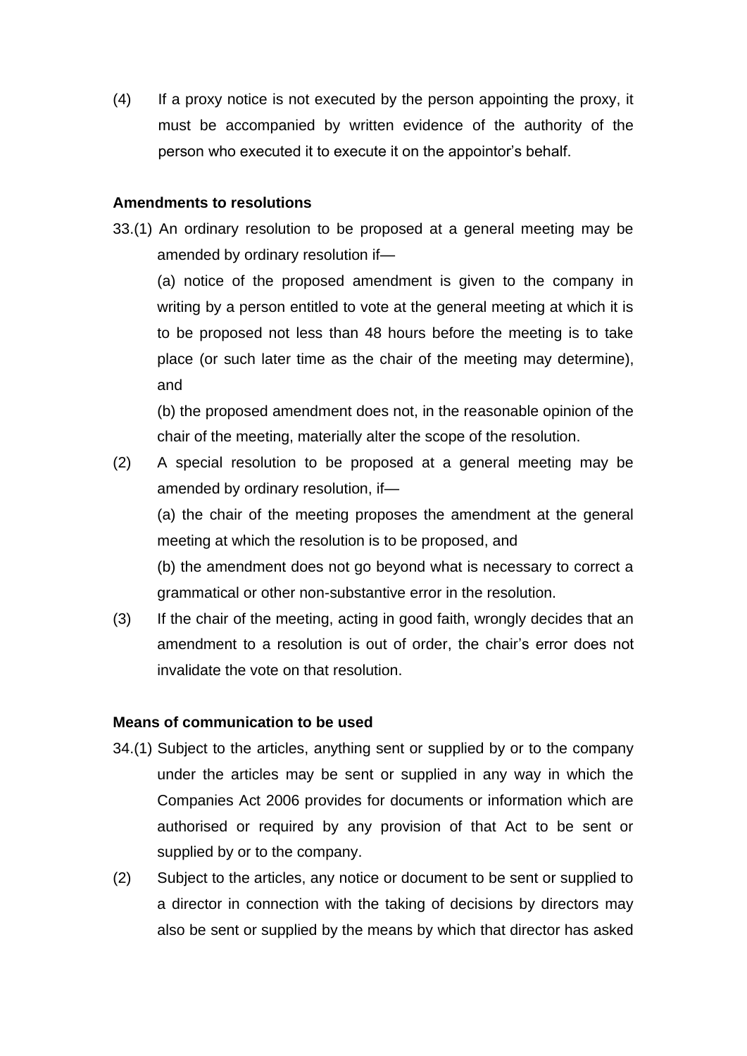(4) If a proxy notice is not executed by the person appointing the proxy, it must be accompanied by written evidence of the authority of the person who executed it to execute it on the appointor's behalf.

**Amendments to resolutions**

33.(1) An ordinary resolution to be proposed at a general meeting may be amended by ordinary resolution if—

(a) notice of the proposed amendment is given to the company in writing by a person entitled to vote at the general meeting at which it is to be proposed not less than 48 hours before the meeting is to take place (or such later time as the chair of the meeting may determine), and

(b) the proposed amendment does not, in the reasonable opinion of the chair of the meeting, materially alter the scope of the resolution.

(2) A special resolution to be proposed at a general meeting may be amended by ordinary resolution, if—

(a) the chair of the meeting proposes the amendment at the general meeting at which the resolution is to be proposed, and

(b) the amendment does not go beyond what is necessary to correct a grammatical or other non-substantive error in the resolution.

(3) If the chair of the meeting, acting in good faith, wrongly decides that an amendment to a resolution is out of order, the chair's error does not invalidate the vote on that resolution.

**Means of communication to be used**

34.(1) Subject to the articles, anything sent or supplied by or to the company under the articles may be sent or supplied in any way in which the Companies Act 2006 provides for documents or information which are authorised or required by any provision of that Act to be sent or supplied by or to the company.

(2) Subject to the articles, any notice or document to be sent or supplied to a director in connection with the taking of decisions by directors may also be sent or supplied by the means by which that director has asked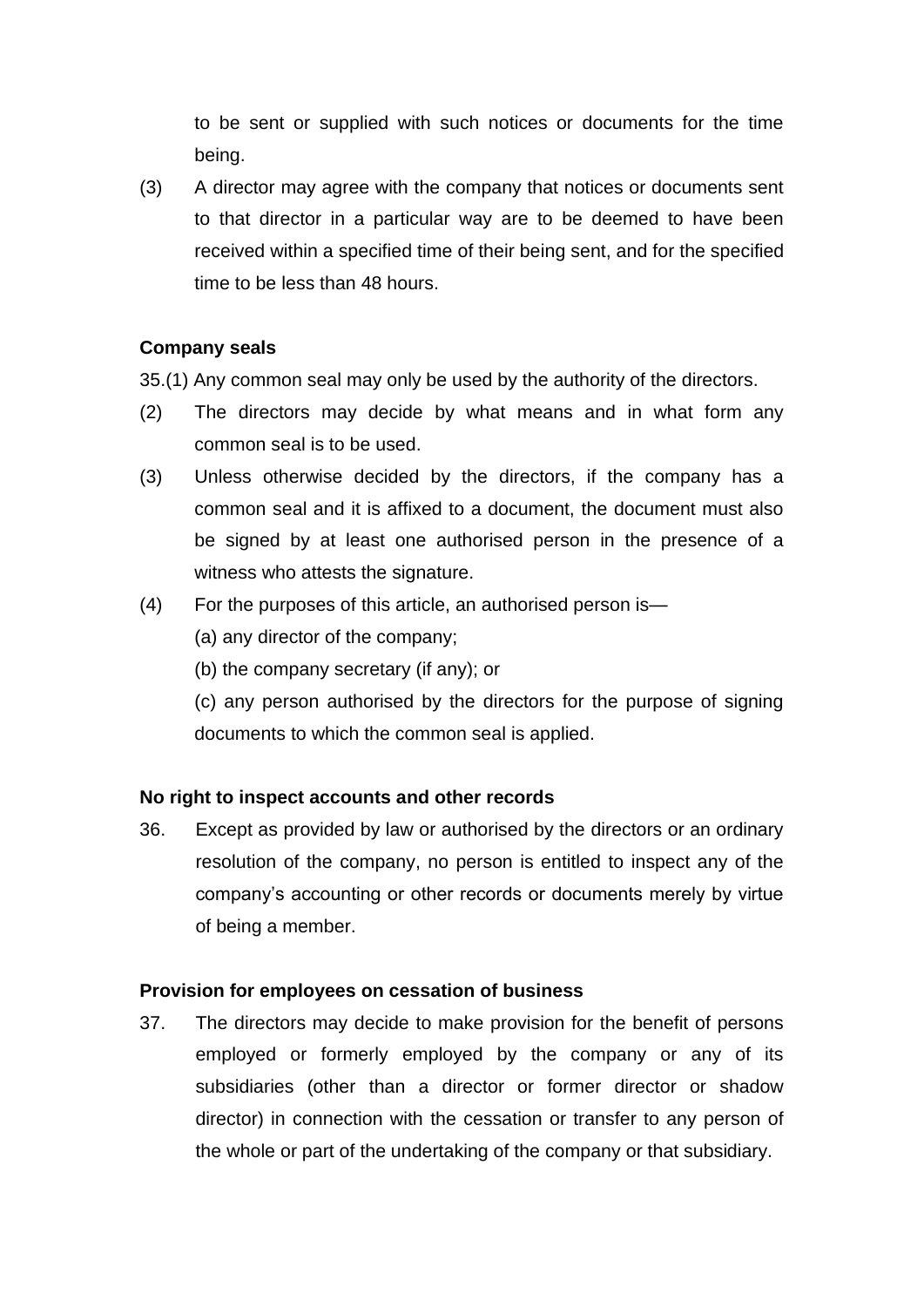to be sent or supplied with such notices or documents for the time being.

(3) A director may agree with the company that notices or documents sent to that director in a particular way are to be deemed to have been received within a specified time of their being sent, and for the specified time to be less than 48 hours.

**Company seals**

35.(1) Any common seal may only be used by the authority of the directors.

(2) The directors may decide by what means and in what form any common seal is to be used.

(3) Unless otherwise decided by the directors, if the company has a common seal and it is affixed to a document, the document must also be signed by at least one authorised person in the presence of a witness who attests the signature.

(4) For the purposes of this article, an authorised person is—

(a) any director of the company;

(b) the company secretary (if any); or

(c) any person authorised by the directors for the purpose of signing documents to which the common seal is applied.

**No right to inspect accounts and other records**

36. Except as provided by law or authorised by the directors or an ordinary resolution of the company, no person is entitled to inspect any of the company's accounting or other records or documents merely by virtue of being a member.

**Provision for employees on cessation of business**

37. The directors may decide to make provision for the benefit of persons employed or formerly employed by the company or any of its subsidiaries (other than a director or former director or shadow director) in connection with the cessation or transfer to any person of the whole or part of the undertaking of the company or that subsidiary.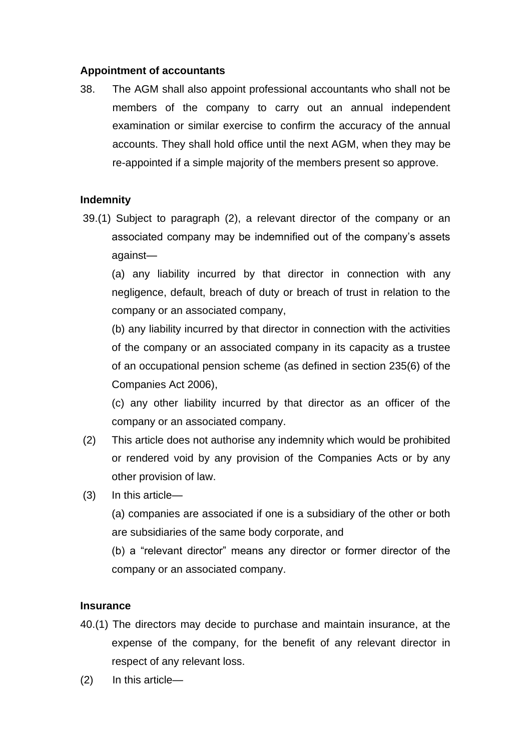**Appointment of accountants**

38. The AGM shall also appoint professional accountants who shall not be members of the company to carry out an annual independent examination or similar exercise to confirm the accuracy of the annual accounts. They shall hold office until the next AGM, when they may be re-appointed if a simple majority of the members present so approve.

**Indemnity**

39.(1) Subject to paragraph (2), a relevant director of the company or an associated company may be indemnified out of the company's assets against—

(a) any liability incurred by that director in connection with any negligence, default, breach of duty or breach of trust in relation to the company or an associated company,

(b) any liability incurred by that director in connection with the activities of the company or an associated company in its capacity as a trustee of an occupational pension scheme (as defined in section 235(6) of the Companies Act 2006),

(c) any other liability incurred by that director as an officer of the company or an associated company.

(2) This article does not authorise any indemnity which would be prohibited or rendered void by any provision of the Companies Acts or by any other provision of law.

(3) In this article—

(a) companies are associated if one is a subsidiary of the other or both are subsidiaries of the same body corporate, and

(b) a "relevant director" means any director or former director of the company or an associated company.

**Insurance**

40.(1) The directors may decide to purchase and maintain insurance, at the expense of the company, for the benefit of any relevant director in respect of any relevant loss.

(2) In this article—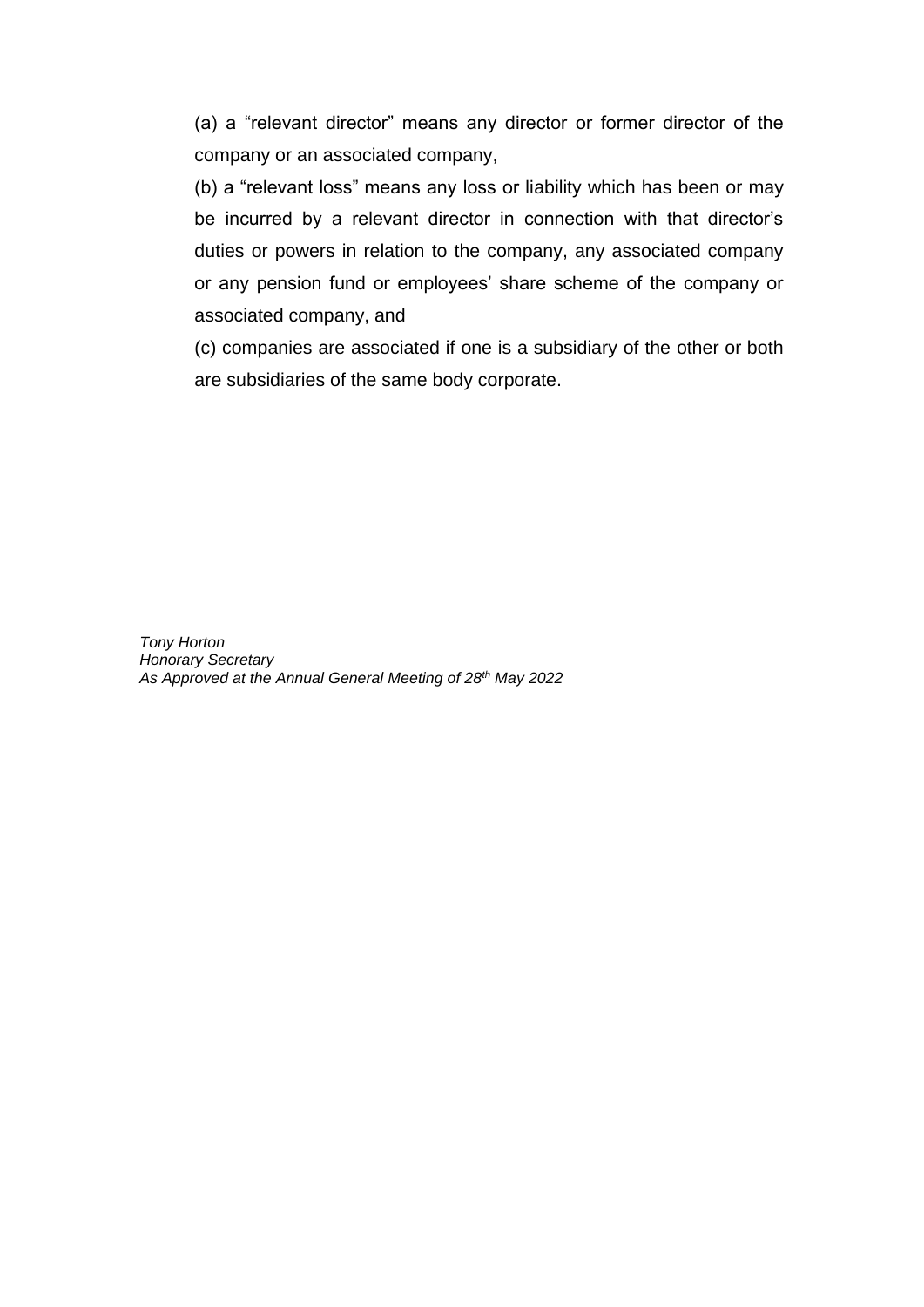(a) a "relevant director" means any director or former director of the company or an associated company,

(b) a "relevant loss" means any loss or liability which has been or may be incurred by a relevant director in connection with that director's duties or powers in relation to the company, any associated company or any pension fund or employees' share scheme of the company or associated company, and

(c) companies are associated if one is a subsidiary of the other or both are subsidiaries of the same body corporate.

*Tony Horton*
*Honorary Secretary*
*As Approved at the Annual General Meeting of 28th May 2022*